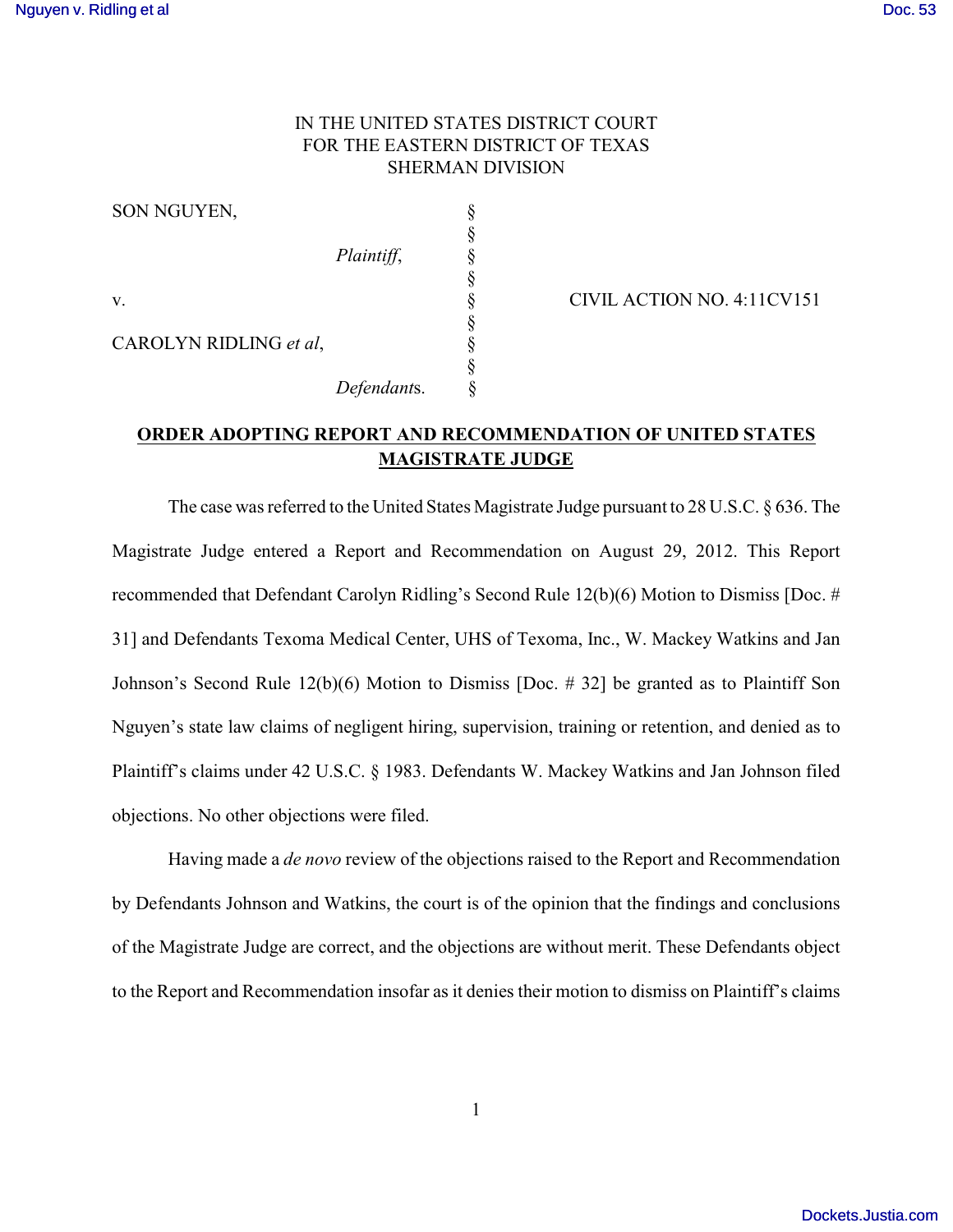IN THE UNITED STATES DISTRICT COURT
FOR THE EASTERN DISTRICT OF TEXAS
SHERMAN DIVISION

| | | |
|---|---|---|
| SON NGUYEN, | § | |
| | § | |
| *Plaintiff*, | § | |
| | § | |
| v. | § | CIVIL ACTION NO. 4:11CV151 |
| | § | |
| CAROLYN RIDLING *et al*, | § | |
| | § | |
| *Defendants*. | § | |

**ORDER ADOPTING REPORT AND RECOMMENDATION OF UNITED STATES MAGISTRATE JUDGE**

The case was referred to the United States Magistrate Judge pursuant to 28 U.S.C. § 636. The Magistrate Judge entered a Report and Recommendation on August 29, 2012. This Report recommended that Defendant Carolyn Ridling's Second Rule 12(b)(6) Motion to Dismiss [Doc. # 31] and Defendants Texoma Medical Center, UHS of Texoma, Inc., W. Mackey Watkins and Jan Johnson's Second Rule 12(b)(6) Motion to Dismiss [Doc. # 32] be granted as to Plaintiff Son Nguyen's state law claims of negligent hiring, supervision, training or retention, and denied as to Plaintiff's claims under 42 U.S.C. § 1983. Defendants W. Mackey Watkins and Jan Johnson filed objections. No other objections were filed.

Having made a *de novo* review of the objections raised to the Report and Recommendation by Defendants Johnson and Watkins, the court is of the opinion that the findings and conclusions of the Magistrate Judge are correct, and the objections are without merit. These Defendants object to the Report and Recommendation insofar as it denies their motion to dismiss on Plaintiff's claims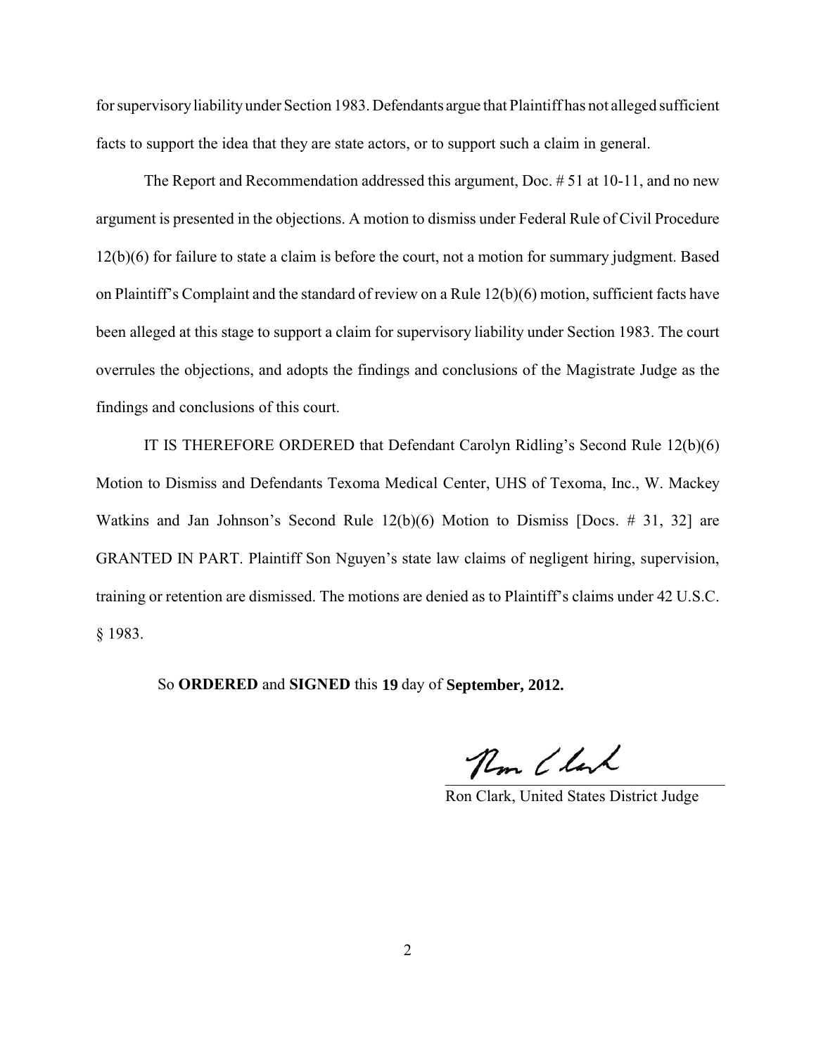for supervisory liability under Section 1983. Defendants argue that Plaintiff has not alleged sufficient facts to support the idea that they are state actors, or to support such a claim in general.

The Report and Recommendation addressed this argument, Doc. # 51 at 10-11, and no new argument is presented in the objections. A motion to dismiss under Federal Rule of Civil Procedure 12(b)(6) for failure to state a claim is before the court, not a motion for summary judgment. Based on Plaintiff's Complaint and the standard of review on a Rule 12(b)(6) motion, sufficient facts have been alleged at this stage to support a claim for supervisory liability under Section 1983. The court overrules the objections, and adopts the findings and conclusions of the Magistrate Judge as the findings and conclusions of this court.

IT IS THEREFORE ORDERED that Defendant Carolyn Ridling's Second Rule 12(b)(6) Motion to Dismiss and Defendants Texoma Medical Center, UHS of Texoma, Inc., W. Mackey Watkins and Jan Johnson's Second Rule 12(b)(6) Motion to Dismiss [Docs. # 31, 32] are GRANTED IN PART. Plaintiff Son Nguyen's state law claims of negligent hiring, supervision, training or retention are dismissed. The motions are denied as to Plaintiff's claims under 42 U.S.C. § 1983.

So **ORDERED** and **SIGNED** this **19** day of **September, 2012.**

Ron Clark, United States District Judge